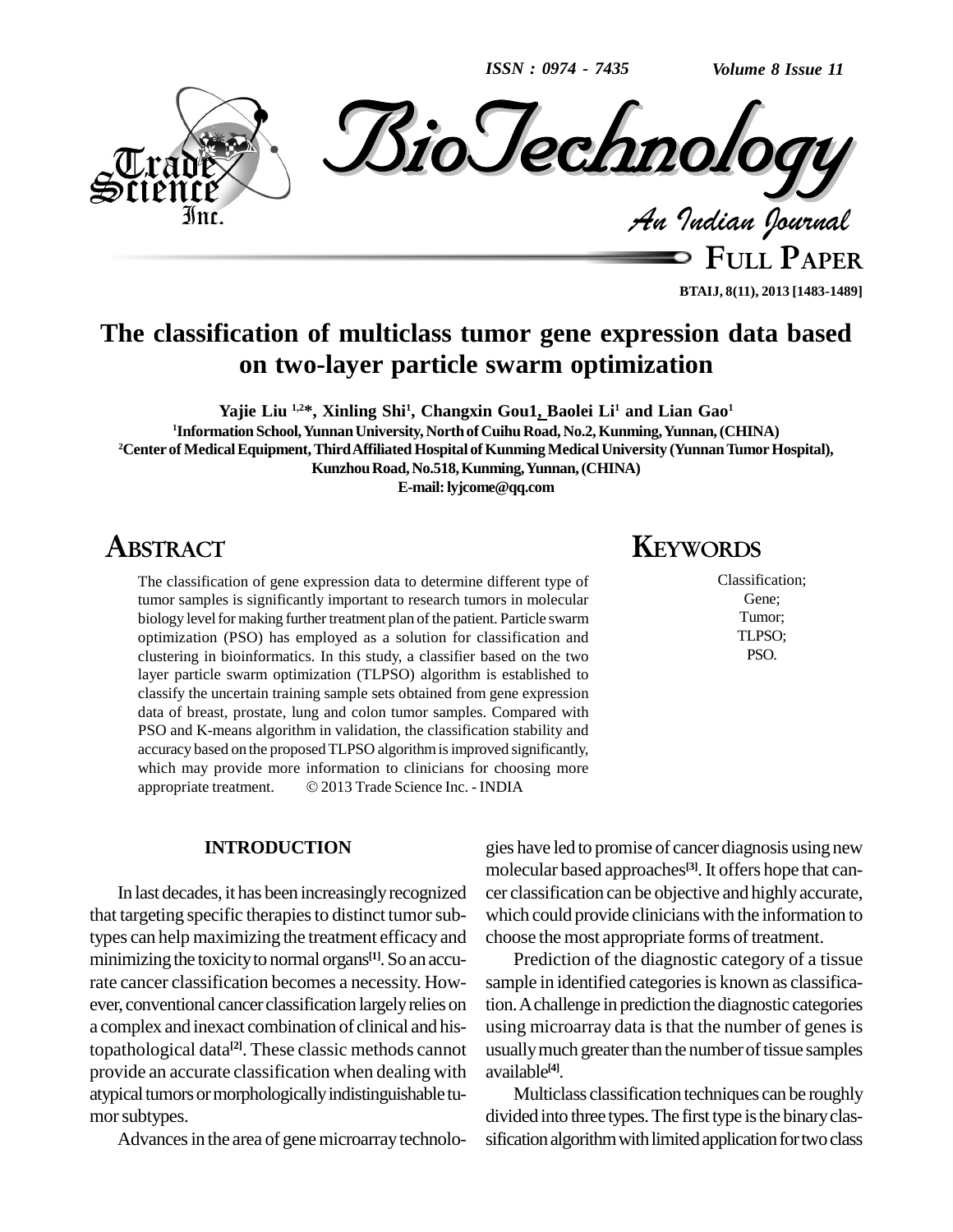# The classification of multiclass tumor gene expression data based on two-layer particle swarm optimization

**Yajie Liu [1,2]*, Xinling Shi[1], Changxin Gou1, Baolei Li[1] and Lian Gao[1]**

[1]Information School, Yunnan University, North of Cuihu Road, No.2, Kunming, Yunnan, (CHINA)

[2]Center of Medical Equipment, Third Affiliated Hospital of Kunming Medical University (Yunnan Tumor Hospital), Kunzhou Road, No.518, Kunming, Yunnan, (CHINA)

E-mail: lyjcome@qq.com

## ABSTRACT

The classification of gene expression data to determine different type of tumor samples is significantly important to research tumors in molecular biology level for making further treatment plan of the patient. Particle swarm optimization (PSO) has employed as a solution for classification and clustering in bioinformatics. In this study, a classifier based on the two layer particle swarm optimization (TLPSO) algorithm is established to classify the uncertain training sample sets obtained from gene expression data of breast, prostate, lung and colon tumor samples. Compared with PSO and K-means algorithm in validation, the classification stability and accuracy based on the proposed TLPSO algorithm is improved significantly, which may provide more information to clinicians for choosing more appropriate treatment. © 2013 Trade Science Inc. - INDIA

## KEYWORDS

Classification;
Gene;
Tumor;
TLPSO;
PSO.

## INTRODUCTION

In last decades, it has been increasingly recognized that targeting specific therapies to distinct tumor subtypes can help maximizing the treatment efficacy and minimizing the toxicity to normal organs[1]. So an accurate cancer classification becomes a necessity. However, conventional cancer classification largely relies on a complex and inexact combination of clinical and histopathological data[2]. These classic methods cannot provide an accurate classification when dealing with atypical tumors or morphologically indistinguishable tumor subtypes.

Advances in the area of gene microarray technologies have led to promise of cancer diagnosis using new molecular based approaches[3]. It offers hope that cancer classification can be objective and highly accurate, which could provide clinicians with the information to choose the most appropriate forms of treatment.

Prediction of the diagnostic category of a tissue sample in identified categories is known as classification. A challenge in prediction the diagnostic categories using microarray data is that the number of genes is usually much greater than the number of tissue samples available[4].

Multiclass classification techniques can be roughly divided into three types. The first type is the binary classification algorithm with limited application for two class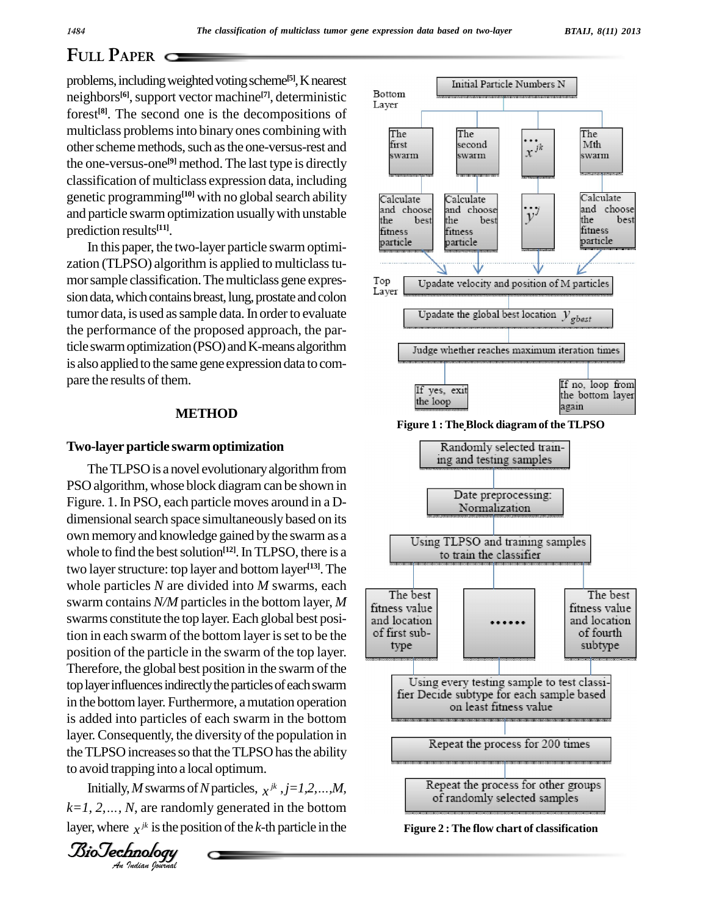problems, including weighted voting scheme[5], K nearest neighbors[6], support vector machine[7], deterministic forest[8]. The second one is the decompositions of multiclass problems into binary ones combining with other scheme methods, such as the one-versus-rest and the one-versus-one[9] method. The last type is directly classification of multiclass expression data, including genetic programming[10] with no global search ability and particle swarm optimization usually with unstable prediction results[11].

In this paper, the two-layer particle swarm optimization (TLPSO) algorithm is applied to multiclass tumor sample classification. The multiclass gene expression data, which contains breast, lung, prostate and colon tumor data, is used as sample data. In order to evaluate the performance of the proposed approach, the particle swarm optimization (PSO) and K-means algorithm is also applied to the same gene expression data to compare the results of them.

## METHOD

### Two-layer particle swarm optimization

The TLPSO is a novel evolutionary algorithm from PSO algorithm, whose block diagram can be shown in Figure. 1. In PSO, each particle moves around in a D-dimensional search space simultaneously based on its own memory and knowledge gained by the swarm as a whole to find the best solution[12]. In TLPSO, there is a two layer structure: top layer and bottom layer[13]. The whole particles $N$ are divided into $M$ swarms, each swarm contains $N/M$ particles in the bottom layer, $M$ swarms constitute the top layer. Each global best position in each swarm of the bottom layer is set to be the position of the particle in the swarm of the top layer. Therefore, the global best position in the swarm of the top layer influences indirectly the particles of each swarm in the bottom layer. Furthermore, a mutation operation is added into particles of each swarm in the bottom layer. Consequently, the diversity of the population in the TLPSO increases so that the TLPSO has the ability to avoid trapping into a local optimum.

Initially, $M$ swarms of $N$ particles, $x^{jk}$, $j=1,2,...,M$, $k=1, 2,..., N$, are randomly generated in the bottom layer, where $x^{jk}$ is the position of the $k$-th particle in the

Bottom Layer: Initial Particle Numbers N → The first swarm / The second swarm / ... $x^{jk}$ / The Mth swarm → Calculate and choose the best fitness particle / Calculate and choose the best fitness particle / ... $y^j$ / Calculate and choose the best fitness particle

Top Layer: Upadate velocity and position of M particles → Upadate the global best location $y_{gbest}$ → Judge whether reaches maximum iteration times → If yes, exit the loop / If no, loop from the bottom layer again

**Figure 1 : The Block diagram of the TLPSO**

Randomly selected training and testing samples → Date preprocessing: Normalization → Using TLPSO and training samples to train the classifier → The best fitness value and location of first subtype / ...... / The best fitness value and location of fourth subtype → Using every testing sample to test classifier Decide subtype for each sample based on least fitness value → Repeat the process for 200 times → Repeat the process for other groups of randomly selected samples

**Figure 2 : The flow chart of classification**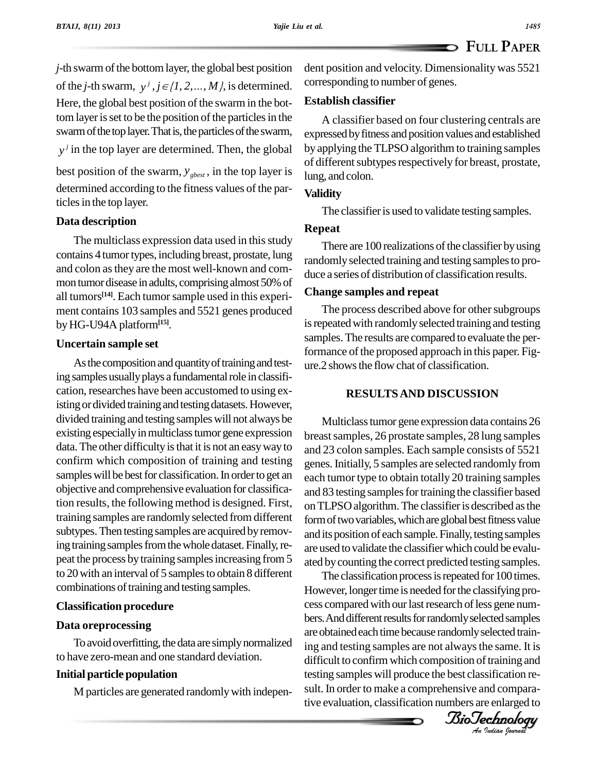$j$-th swarm of the bottom layer, the global best position of the $j$-th swarm, $y^j, j \in \{1, 2, \ldots, M\}$, is determined. Here, the global best position of the swarm in the bottom layer is set to be the position of the particles in the swarm of the top layer. That is, the particles of the swarm, $y^j$ in the top layer are determined. Then, the global best position of the swarm, $y_{gbest}$, in the top layer is determined according to the fitness values of the particles in the top layer.

## Data description

The multiclass expression data used in this study contains 4 tumor types, including breast, prostate, lung and colon as they are the most well-known and common tumor disease in adults, comprising almost 50% of all tumors[14]. Each tumor sample used in this experiment contains 103 samples and 5521 genes produced by HG-U94A platform[15].

## Uncertain sample set

As the composition and quantity of training and testing samples usually plays a fundamental role in classification, researches have been accustomed to using existing or divided training and testing datasets. However, divided training and testing samples will not always be existing especially in multiclass tumor gene expression data. The other difficulty is that it is not an easy way to confirm which composition of training and testing samples will be best for classification. In order to get an objective and comprehensive evaluation for classification results, the following method is designed. First, training samples are randomly selected from different subtypes. Then testing samples are acquired by removing training samples from the whole dataset. Finally, repeat the process by training samples increasing from 5 to 20 with an interval of 5 samples to obtain 8 different combinations of training and testing samples.

## Classification procedure

### Data oreprocessing

To avoid overfitting, the data are simply normalized to have zero-mean and one standard deviation.

### Initial particle population

M particles are generated randomly with independent position and velocity. Dimensionality was 5521 corresponding to number of genes.

### Establish classifier

A classifier based on four clustering centrals are expressed by fitness and position values and established by applying the TLPSO algorithm to training samples of different subtypes respectively for breast, prostate, lung, and colon.

### Validity

The classifier is used to validate testing samples.

### Repeat

There are 100 realizations of the classifier by using randomly selected training and testing samples to produce a series of distribution of classification results.

### Change samples and repeat

The process described above for other subgroups is repeated with randomly selected training and testing samples. The results are compared to evaluate the performance of the proposed approach in this paper. Figure.2 shows the flow chat of classification.

# RESULTS AND DISCUSSION

Multiclass tumor gene expression data contains 26 breast samples, 26 prostate samples, 28 lung samples and 23 colon samples. Each sample consists of 5521 genes. Initially, 5 samples are selected randomly from each tumor type to obtain totally 20 training samples and 83 testing samples for training the classifier based on TLPSO algorithm. The classifier is described as the form of two variables, which are global best fitness value and its position of each sample. Finally, testing samples are used to validate the classifier which could be evaluated by counting the correct predicted testing samples.

The classification process is repeated for 100 times. However, longer time is needed for the classifying process compared with our last research of less gene numbers. And different results for randomly selected samples are obtained each time because randomly selected training and testing samples are not always the same. It is difficult to confirm which composition of training and testing samples will produce the best classification result. In order to make a comprehensive and comparative evaluation, classification numbers are enlarged to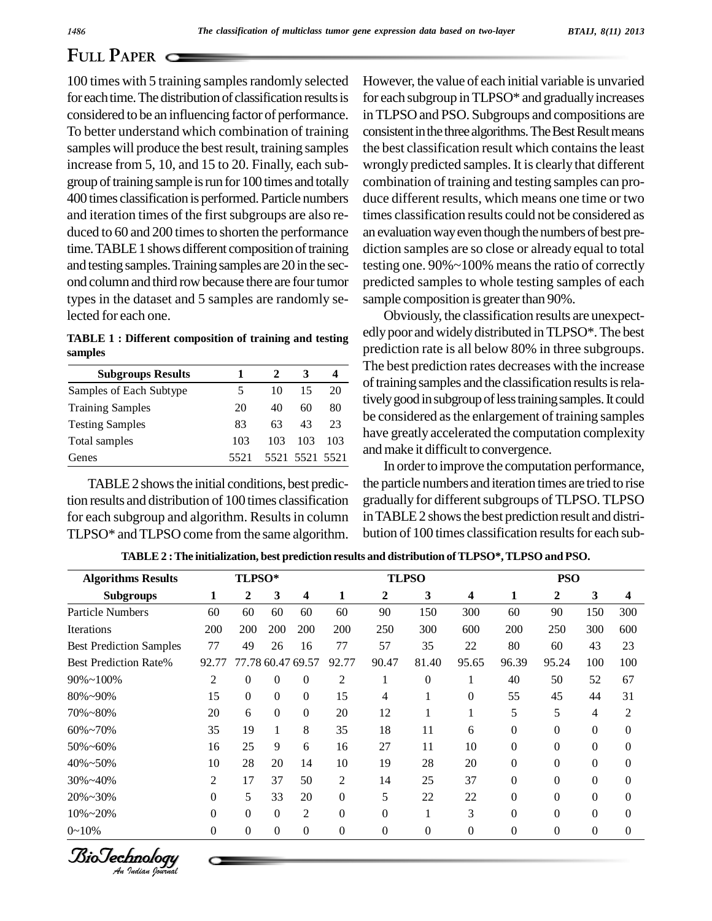100 times with 5 training samples randomly selected for each time. The distribution of classification results is considered to be an influencing factor of performance. To better understand which combination of training samples will produce the best result, training samples increase from 5, 10, and 15 to 20. Finally, each subgroup of training sample is run for 100 times and totally 400 times classification is performed. Particle numbers and iteration times of the first subgroups are also reduced to 60 and 200 times to shorten the performance time. TABLE 1 shows different composition of training and testing samples. Training samples are 20 in the second column and third row because there are four tumor types in the dataset and 5 samples are randomly selected for each one.

**TABLE 1 : Different composition of training and testing samples**

| Subgroups Results | 1 | 2 | 3 | 4 |
|---|---|---|---|---|
| Samples of Each Subtype | 5 | 10 | 15 | 20 |
| Training Samples | 20 | 40 | 60 | 80 |
| Testing Samples | 83 | 63 | 43 | 23 |
| Total samples | 103 | 103 | 103 | 103 |
| Genes | 5521 | 5521 | 5521 | 5521 |

TABLE 2 shows the initial conditions, best prediction results and distribution of 100 times classification for each subgroup and algorithm. Results in column TLPSO* and TLPSO come from the same algorithm. However, the value of each initial variable is unvaried for each subgroup in TLPSO* and gradually increases in TLPSO and PSO. Subgroups and compositions are consistent in the three algorithms. The Best Result means the best classification result which contains the least wrongly predicted samples. It is clearly that different combination of training and testing samples can produce different results, which means one time or two times classification results could not be considered as an evaluation way even though the numbers of best prediction samples are so close or already equal to total testing one. 90%~100% means the ratio of correctly predicted samples to whole testing samples of each sample composition is greater than 90%.

Obviously, the classification results are unexpectedly poor and widely distributed in TLPSO*. The best prediction rate is all below 80% in three subgroups. The best prediction rates decreases with the increase of training samples and the classification results is relatively good in subgroup of less training samples. It could be considered as the enlargement of training samples have greatly accelerated the computation complexity and make it difficult to convergence.

In order to improve the computation performance, the particle numbers and iteration times are tried to rise gradually for different subgroups of TLPSO. TLPSO in TABLE 2 shows the best prediction result and distribution of 100 times classification results for each sub-

**TABLE 2 : The initialization, best prediction results and distribution of TLPSO*, TLPSO and PSO.**

| Algorithms Results | TLPSO* | | | | TLPSO | | | | PSO | | | |
|---|---|---|---|---|---|---|---|---|---|---|---|---|
| Subgroups | 1 | 2 | 3 | 4 | 1 | 2 | 3 | 4 | 1 | 2 | 3 | 4 |
| Particle Numbers | 60 | 60 | 60 | 60 | 60 | 90 | 150 | 300 | 60 | 90 | 150 | 300 |
| Iterations | 200 | 200 | 200 | 200 | 200 | 250 | 300 | 600 | 200 | 250 | 300 | 600 |
| Best Prediction Samples | 77 | 49 | 26 | 16 | 77 | 57 | 35 | 22 | 80 | 60 | 43 | 23 |
| Best Prediction Rate% | 92.77 | 77.78 | 60.47 | 69.57 | 92.77 | 90.47 | 81.40 | 95.65 | 96.39 | 95.24 | 100 | 100 |
| 90%~100% | 2 | 0 | 0 | 0 | 2 | 1 | 0 | 1 | 40 | 50 | 52 | 67 |
| 80%~90% | 15 | 0 | 0 | 0 | 15 | 4 | 1 | 0 | 55 | 45 | 44 | 31 |
| 70%~80% | 20 | 6 | 0 | 0 | 20 | 12 | 1 | 1 | 5 | 5 | 4 | 2 |
| 60%~70% | 35 | 19 | 1 | 8 | 35 | 18 | 11 | 6 | 0 | 0 | 0 | 0 |
| 50%~60% | 16 | 25 | 9 | 6 | 16 | 27 | 11 | 10 | 0 | 0 | 0 | 0 |
| 40%~50% | 10 | 28 | 20 | 14 | 10 | 19 | 28 | 20 | 0 | 0 | 0 | 0 |
| 30%~40% | 2 | 17 | 37 | 50 | 2 | 14 | 25 | 37 | 0 | 0 | 0 | 0 |
| 20%~30% | 0 | 5 | 33 | 20 | 0 | 5 | 22 | 22 | 0 | 0 | 0 | 0 |
| 10%~20% | 0 | 0 | 0 | 2 | 0 | 0 | 1 | 3 | 0 | 0 | 0 | 0 |
| 0~10% | 0 | 0 | 0 | 0 | 0 | 0 | 0 | 0 | 0 | 0 | 0 | 0 |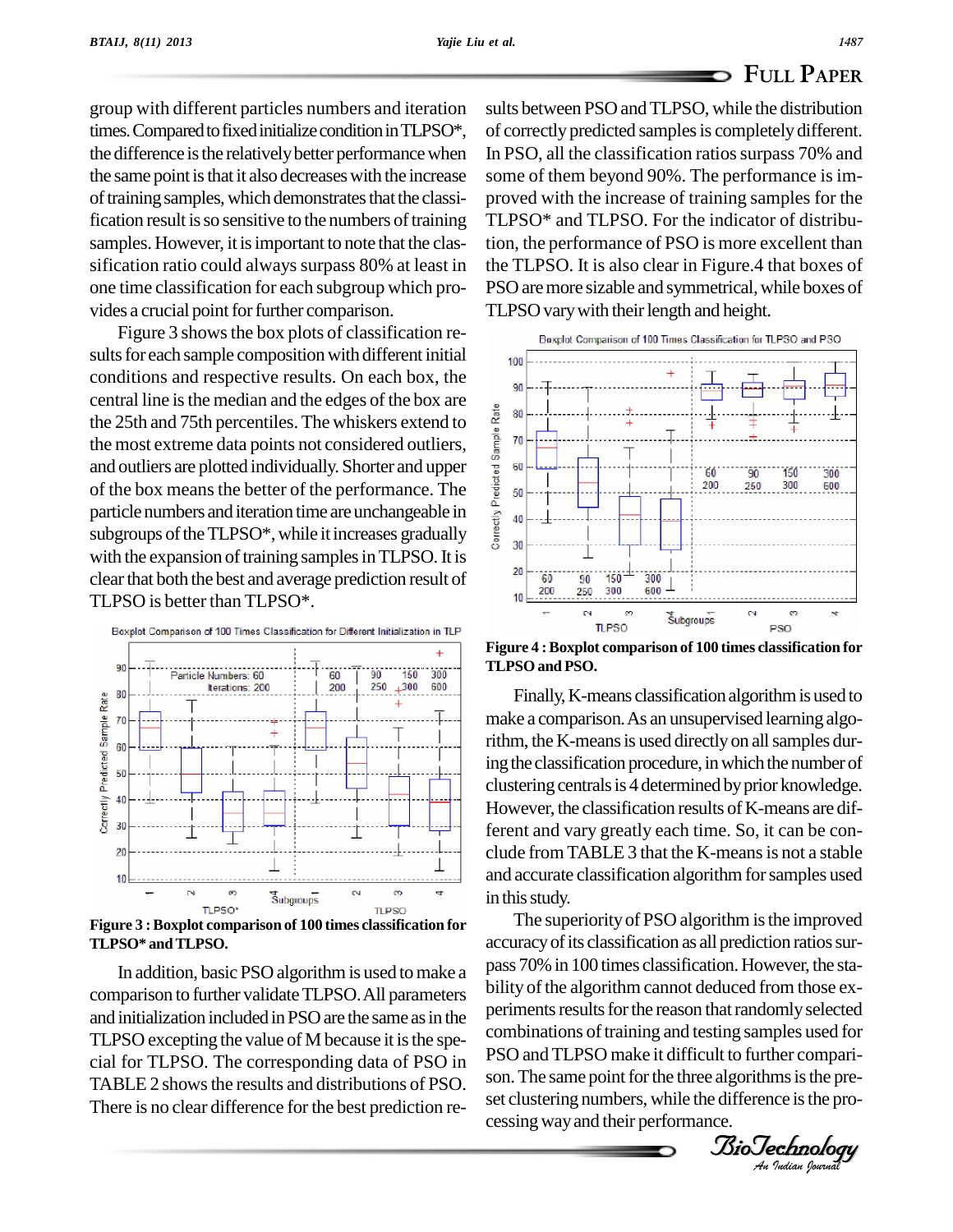group with different particles numbers and iteration times. Compared to fixed initialize condition in TLPSO*, the difference is the relatively better performance when the same point is that it also decreases with the increase of training samples, which demonstrates that the classification result is so sensitive to the numbers of training samples. However, it is important to note that the classification ratio could always surpass 80% at least in one time classification for each subgroup which provides a crucial point for further comparison.

Figure 3 shows the box plots of classification results for each sample composition with different initial conditions and respective results. On each box, the central line is the median and the edges of the box are the 25th and 75th percentiles. The whiskers extend to the most extreme data points not considered outliers, and outliers are plotted individually. Shorter and upper of the box means the better of the performance. The particle numbers and iteration time are unchangeable in subgroups of the TLPSO*, while it increases gradually with the expansion of training samples in TLPSO. It is clear that both the best and average prediction result of TLPSO is better than TLPSO*.

**Figure 3 : Boxplot comparison of 100 times classification for TLPSO* and TLPSO.**

In addition, basic PSO algorithm is used to make a comparison to further validate TLPSO. All parameters and initialization included in PSO are the same as in the TLPSO excepting the value of M because it is the special for TLPSO. The corresponding data of PSO in TABLE 2 shows the results and distributions of PSO. There is no clear difference for the best prediction results between PSO and TLPSO, while the distribution of correctly predicted samples is completely different. In PSO, all the classification ratios surpass 70% and some of them beyond 90%. The performance is improved with the increase of training samples for the TLPSO* and TLPSO. For the indicator of distribution, the performance of PSO is more excellent than the TLPSO. It is also clear in Figure.4 that boxes of PSO are more sizable and symmetrical, while boxes of TLPSO vary with their length and height.

**Figure 4 : Boxplot comparison of 100 times classification for TLPSO and PSO.**

Finally, K-means classification algorithm is used to make a comparison. As an unsupervised learning algorithm, the K-means is used directly on all samples during the classification procedure, in which the number of clustering centrals is 4 determined by prior knowledge. However, the classification results of K-means are different and vary greatly each time. So, it can be conclude from TABLE 3 that the K-means is not a stable and accurate classification algorithm for samples used in this study.

The superiority of PSO algorithm is the improved accuracy of its classification as all prediction ratios surpass 70% in 100 times classification. However, the stability of the algorithm cannot deduced from those experiments results for the reason that randomly selected combinations of training and testing samples used for PSO and TLPSO make it difficult to further comparison. The same point for the three algorithms is the preset clustering numbers, while the difference is the processing way and their performance.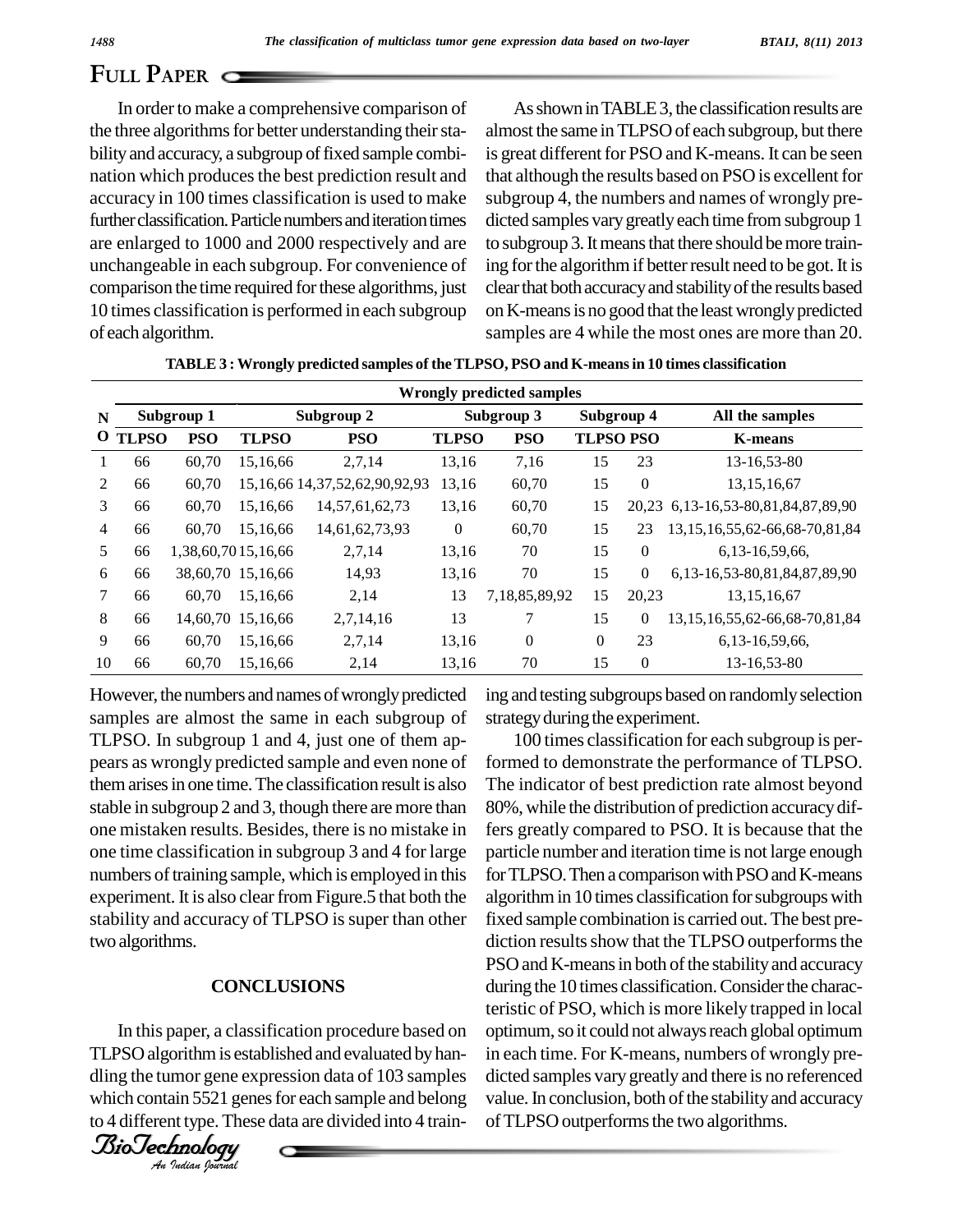In order to make a comprehensive comparison of the three algorithms for better understanding their stability and accuracy, a subgroup of fixed sample combination which produces the best prediction result and accuracy in 100 times classification is used to make further classification. Particle numbers and iteration times are enlarged to 1000 and 2000 respectively and are unchangeable in each subgroup. For convenience of comparison the time required for these algorithms, just 10 times classification is performed in each subgroup of each algorithm.

As shown in TABLE 3, the classification results are almost the same in TLPSO of each subgroup, but there is great different for PSO and K-means. It can be seen that although the results based on PSO is excellent for subgroup 4, the numbers and names of wrongly predicted samples vary greatly each time from subgroup 1 to subgroup 3. It means that there should be more training for the algorithm if better result need to be got. It is clear that both accuracy and stability of the results based on K-means is no good that the least wrongly predicted samples are 4 while the most ones are more than 20.

**TABLE 3 : Wrongly predicted samples of the TLPSO, PSO and K-means in 10 times classification**

| NO | Wrongly predicted samples | | | | | | | | |
|---|---|---|---|---|---|---|---|---|---|
| | Subgroup 1 | | Subgroup 2 | | Subgroup 3 | | Subgroup 4 | | All the samples |
| | TLPSO | PSO | TLPSO | PSO | TLPSO | PSO | TLPSO | PSO | K-means |
| 1 | 66 | 60,70 | 15,16,66 | 2,7,14 | 13,16 | 7,16 | 15 | 23 | 13-16,53-80 |
| 2 | 66 | 60,70 | 15,16,66 | 14,37,52,62,90,92,93 | 13,16 | 60,70 | 15 | 0 | 13,15,16,67 |
| 3 | 66 | 60,70 | 15,16,66 | 14,57,61,62,73 | 13,16 | 60,70 | 15 | 20,23 | 6,13-16,53-80,81,84,87,89,90 |
| 4 | 66 | 60,70 | 15,16,66 | 14,61,62,73,93 | 0 | 60,70 | 15 | 23 | 13,15,16,55,62-66,68-70,81,84 |
| 5 | 66 | 1,38,60,70 | 15,16,66 | 2,7,14 | 13,16 | 70 | 15 | 0 | 6,13-16,59,66, |
| 6 | 66 | 38,60,70 | 15,16,66 | 14,93 | 13,16 | 70 | 15 | 0 | 6,13-16,53-80,81,84,87,89,90 |
| 7 | 66 | 60,70 | 15,16,66 | 2,14 | 13 | 7,18,85,89,92 | 15 | 20,23 | 13,15,16,67 |
| 8 | 66 | 14,60,70 | 15,16,66 | 2,7,14,16 | 13 | 7 | 15 | 0 | 13,15,16,55,62-66,68-70,81,84 |
| 9 | 66 | 60,70 | 15,16,66 | 2,7,14 | 13,16 | 0 | 0 | 23 | 6,13-16,59,66, |
| 10 | 66 | 60,70 | 15,16,66 | 2,14 | 13,16 | 70 | 15 | 0 | 13-16,53-80 |

However, the numbers and names of wrongly predicted samples are almost the same in each subgroup of TLPSO. In subgroup 1 and 4, just one of them appears as wrongly predicted sample and even none of them arises in one time. The classification result is also stable in subgroup 2 and 3, though there are more than one mistaken results. Besides, there is no mistake in one time classification in subgroup 3 and 4 for large numbers of training sample, which is employed in this experiment. It is also clear from Figure.5 that both the stability and accuracy of TLPSO is super than other two algorithms.

## CONCLUSIONS

In this paper, a classification procedure based on TLPSO algorithm is established and evaluated by handling the tumor gene expression data of 103 samples which contain 5521 genes for each sample and belong to 4 different type. These data are divided into 4 training and testing subgroups based on randomly selection strategy during the experiment.

100 times classification for each subgroup is performed to demonstrate the performance of TLPSO. The indicator of best prediction rate almost beyond 80%, while the distribution of prediction accuracy differs greatly compared to PSO. It is because that the particle number and iteration time is not large enough for TLPSO. Then a comparison with PSO and K-means algorithm in 10 times classification for subgroups with fixed sample combination is carried out. The best prediction results show that the TLPSO outperforms the PSO and K-means in both of the stability and accuracy during the 10 times classification. Consider the characteristic of PSO, which is more likely trapped in local optimum, so it could not always reach global optimum in each time. For K-means, numbers of wrongly predicted samples vary greatly and there is no referenced value. In conclusion, both of the stability and accuracy of TLPSO outperforms the two algorithms.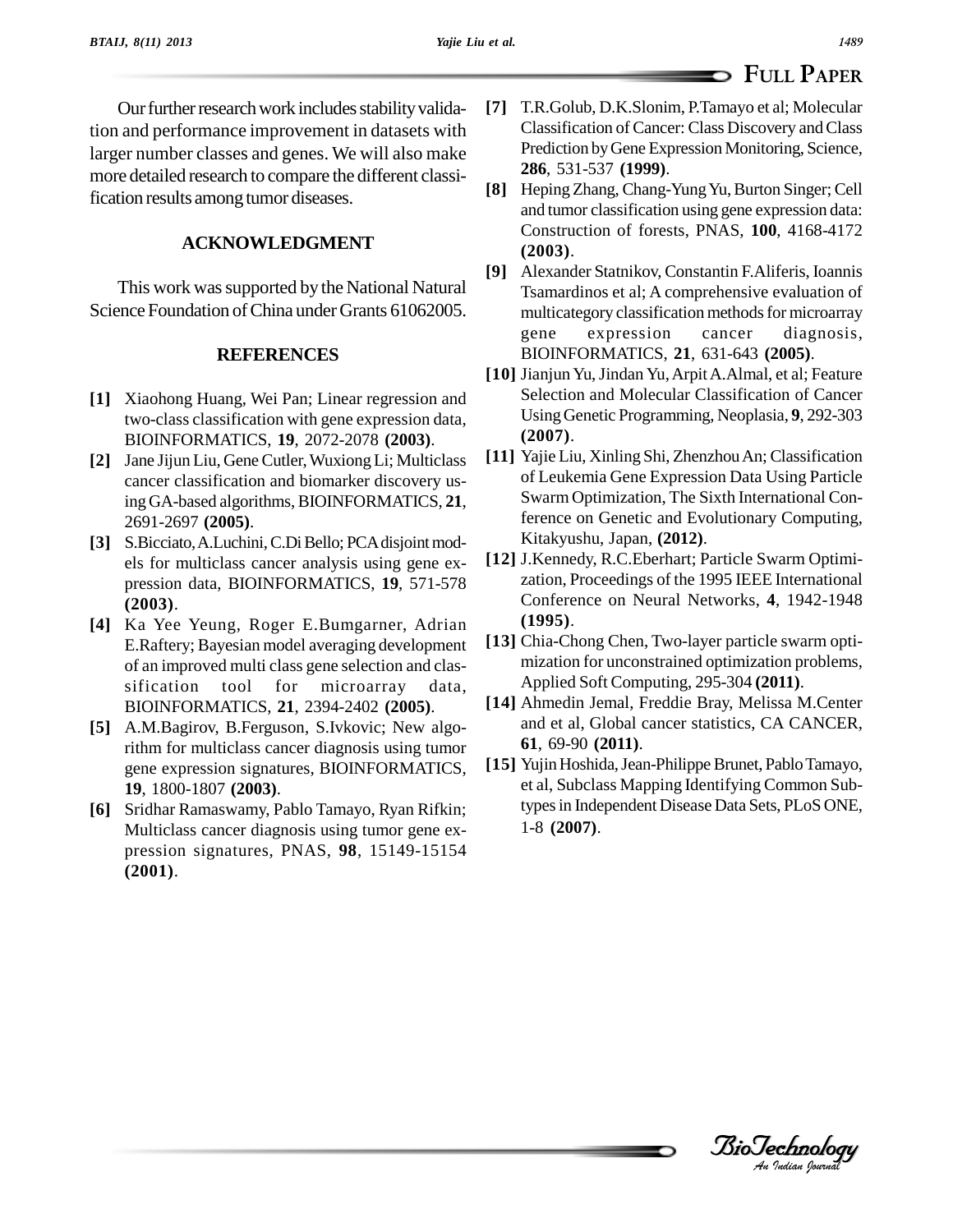Our further research work includes stability validation and performance improvement in datasets with larger number classes and genes. We will also make more detailed research to compare the different classification results among tumor diseases.

## ACKNOWLEDGMENT

This work was supported by the National Natural Science Foundation of China under Grants 61062005.

## REFERENCES

**[1]** Xiaohong Huang, Wei Pan; Linear regression and two-class classification with gene expression data, BIOINFORMATICS, **19**, 2072-2078 **(2003)**.

**[2]** Jane Jijun Liu, Gene Cutler, Wuxiong Li; Multiclass cancer classification and biomarker discovery using GA-based algorithms, BIOINFORMATICS, **21**, 2691-2697 **(2005)**.

**[3]** S.Bicciato, A.Luchini, C.Di Bello; PCA disjoint models for multiclass cancer analysis using gene expression data, BIOINFORMATICS, **19**, 571-578 **(2003)**.

**[4]** Ka Yee Yeung, Roger E.Bumgarner, Adrian E.Raftery; Bayesian model averaging development of an improved multi class gene selection and classification tool for microarray data, BIOINFORMATICS, **21**, 2394-2402 **(2005)**.

**[5]** A.M.Bagirov, B.Ferguson, S.Ivkovic; New algorithm for multiclass cancer diagnosis using tumor gene expression signatures, BIOINFORMATICS, **19**, 1800-1807 **(2003)**.

**[6]** Sridhar Ramaswamy, Pablo Tamayo, Ryan Rifkin; Multiclass cancer diagnosis using tumor gene expression signatures, PNAS, **98**, 15149-15154 **(2001)**.

**[7]** T.R.Golub, D.K.Slonim, P.Tamayo et al; Molecular Classification of Cancer: Class Discovery and Class Prediction by Gene Expression Monitoring, Science, **286**, 531-537 **(1999)**.

**[8]** Heping Zhang, Chang-Yung Yu, Burton Singer; Cell and tumor classification using gene expression data: Construction of forests, PNAS, **100**, 4168-4172 **(2003)**.

**[9]** Alexander Statnikov, Constantin F.Aliferis, Ioannis Tsamardinos et al; A comprehensive evaluation of multicategory classification methods for microarray gene expression cancer diagnosis, BIOINFORMATICS, **21**, 631-643 **(2005)**.

**[10]** Jianjun Yu, Jindan Yu, Arpit A.Almal, et al; Feature Selection and Molecular Classification of Cancer Using Genetic Programming, Neoplasia, **9**, 292-303 **(2007)**.

**[11]** Yajie Liu, Xinling Shi, Zhenzhou An; Classification of Leukemia Gene Expression Data Using Particle Swarm Optimization, The Sixth International Conference on Genetic and Evolutionary Computing, Kitakyushu, Japan, **(2012)**.

**[12]** J.Kennedy, R.C.Eberhart; Particle Swarm Optimization, Proceedings of the 1995 IEEE International Conference on Neural Networks, **4**, 1942-1948 **(1995)**.

**[13]** Chia-Chong Chen, Two-layer particle swarm optimization for unconstrained optimization problems, Applied Soft Computing, 295-304 **(2011)**.

**[14]** Ahmedin Jemal, Freddie Bray, Melissa M.Center and et al, Global cancer statistics, CA CANCER, **61**, 69-90 **(2011)**.

**[15]** Yujin Hoshida, Jean-Philippe Brunet, Pablo Tamayo, et al, Subclass Mapping Identifying Common Subtypes in Independent Disease Data Sets, PLoS ONE, 1-8 **(2007)**.